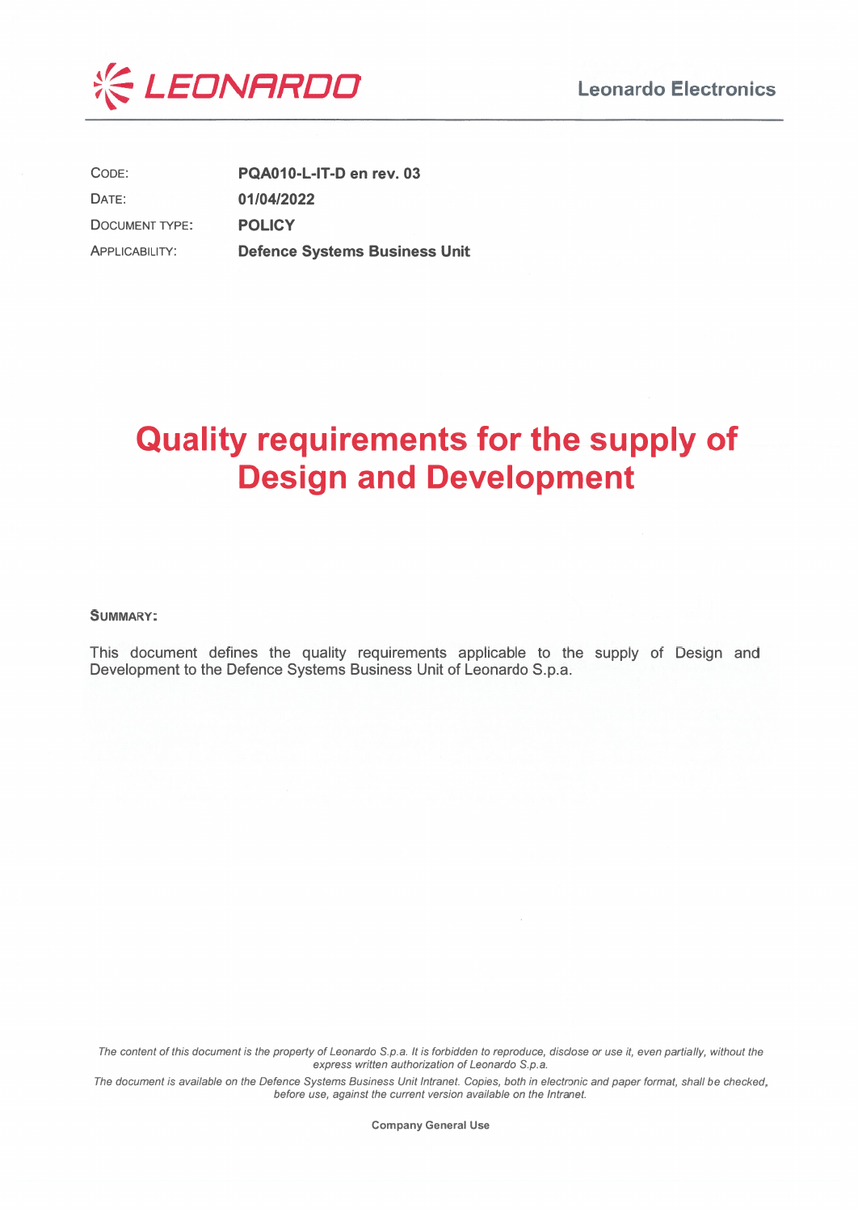LEONARDO

Leonardo Electronics

| | |
|---|---|
| CODE: | **PQA010-L-IT-D en rev. 03** |
| DATE: | **01/04/2022** |
| DOCUMENT TYPE: | **POLICY** |
| APPLICABILITY: | **Defence Systems Business Unit** |

# Quality requirements for the supply of Design and Development

**SUMMARY:**

This document defines the quality requirements applicable to the supply of Design and Development to the Defence Systems Business Unit of Leonardo S.p.a.

*The content of this document is the property of Leonardo S.p.a. It is forbidden to reproduce, disclose or use it, even partially, without the express written authorization of Leonardo S.p.a.*

*The document is available on the Defence Systems Business Unit Intranet. Copies, both in electronic and paper format, shall be checked, before use, against the current version available on the Intranet.*

**Company General Use**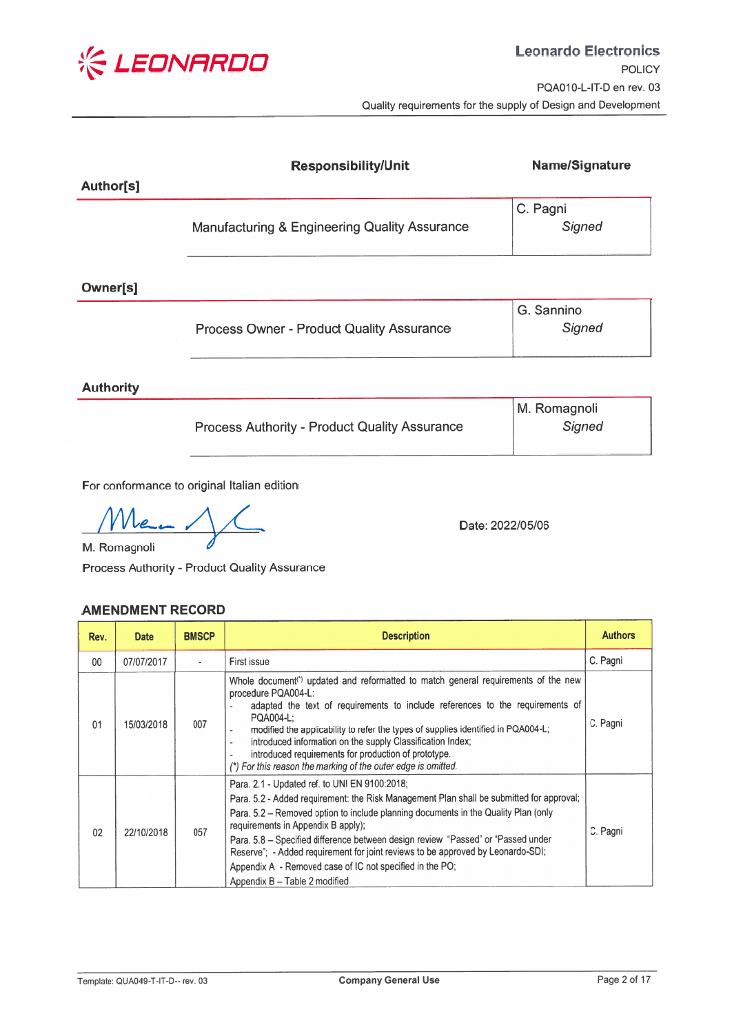| | Responsibility/Unit | Name/Signature |
|---|---|---|
| **Author[s]** | | |
| | Manufacturing & Engineering Quality Assurance | C. Pagni *Signed* |
| **Owner[s]** | | |
| | Process Owner - Product Quality Assurance | G. Sannino *Signed* |
| **Authority** | | |
| | Process Authority - Product Quality Assurance | M. Romagnoli *Signed* |

For conformance to original Italian edition

M. Romagnoli

Process Authority - Product Quality Assurance

Date: 2022/05/06

## AMENDMENT RECORD

| Rev. | Date | BMSCP | Description | Authors |
|---|---|---|---|---|
| 00 | 07/07/2017 | - | First issue | C. Pagni |
| 01 | 15/03/2018 | 007 | Whole document(*) updated and reformatted to match general requirements of the new procedure PQA004-L:<br>- adapted the text of requirements to include references to the requirements of PQA004-L;<br>- modified the applicability to refer the types of supplies identified in PQA004-L;<br>- introduced information on the supply Classification Index;<br>- introduced requirements for production of prototype.<br>*(\*) For this reason the marking of the outer edge is omitted.* | C. Pagni |
| 02 | 22/10/2018 | 057 | Para. 2.1 - Updated ref. to UNI EN 9100:2018;<br>Para. 5.2 - Added requirement: the Risk Management Plan shall be submitted for approval;<br>Para. 5.2 – Removed option to include planning documents in the Quality Plan (only requirements in Appendix B apply);<br>Para. 5.8 – Specified difference between design review "Passed" or "Passed under Reserve"; - Added requirement for joint reviews to be approved by Leonardo-SDI;<br>Appendix A - Removed case of IC not specified in the PO;<br>Appendix B – Table 2 modified | C. Pagni |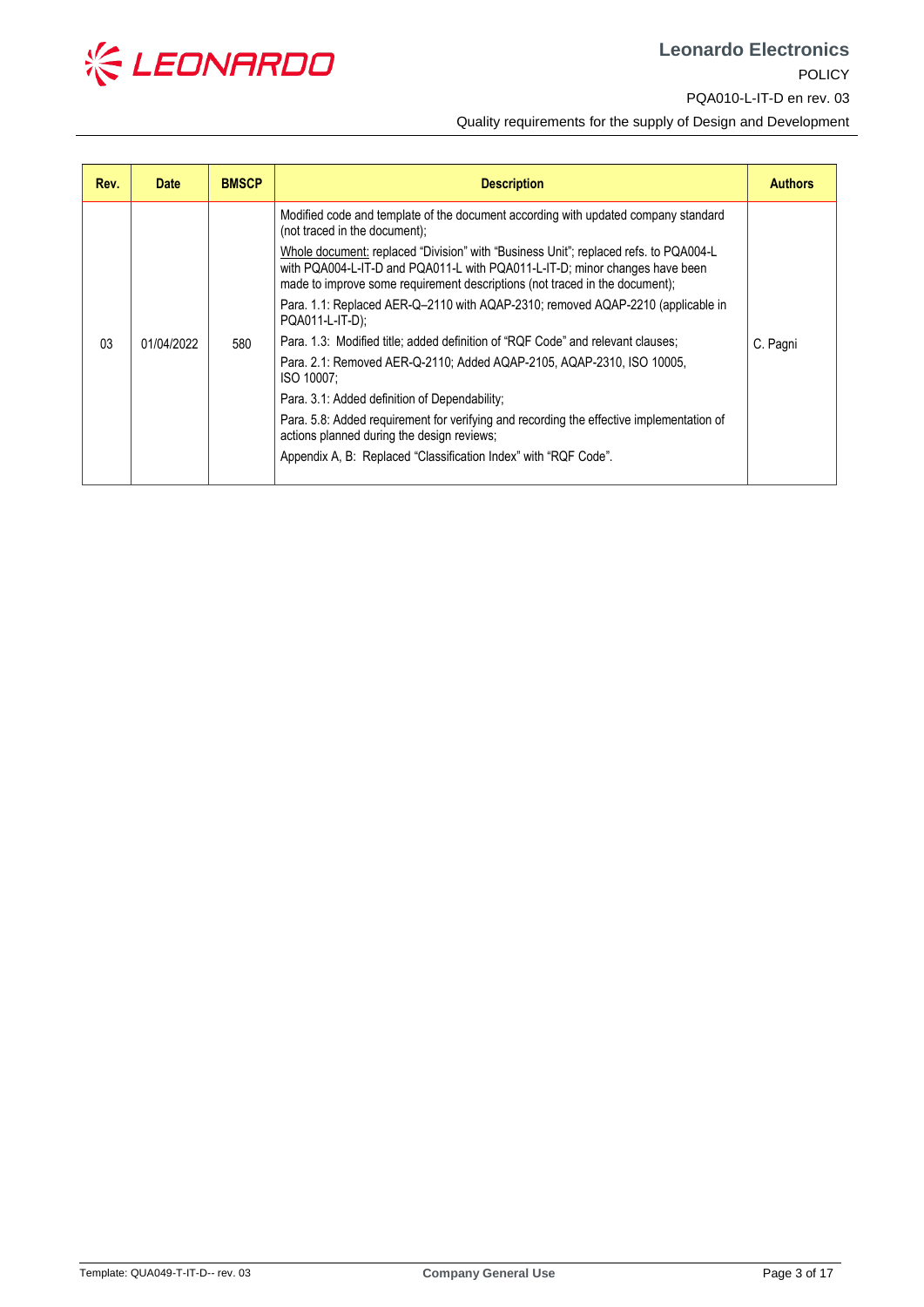| Rev. | Date | BMSCP | Description | Authors |
|---|---|---|---|---|
| 03 | 01/04/2022 | 580 | Modified code and template of the document according with updated company standard (not traced in the document);<br><br>Whole document: replaced "Division" with "Business Unit"; replaced refs. to PQA004-L with PQA004-L-IT-D and PQA011-L with PQA011-L-IT-D; minor changes have been made to improve some requirement descriptions (not traced in the document);<br><br>Para. 1.1: Replaced AER-Q–2110 with AQAP-2310; removed AQAP-2210 (applicable in PQA011-L-IT-D);<br><br>Para. 1.3: Modified title; added definition of "RQF Code" and relevant clauses;<br><br>Para. 2.1: Removed AER-Q-2110; Added AQAP-2105, AQAP-2310, ISO 10005, ISO 10007;<br><br>Para. 3.1: Added definition of Dependability;<br><br>Para. 5.8: Added requirement for verifying and recording the effective implementation of actions planned during the design reviews;<br><br>Appendix A, B: Replaced "Classification Index" with "RQF Code". | C. Pagni |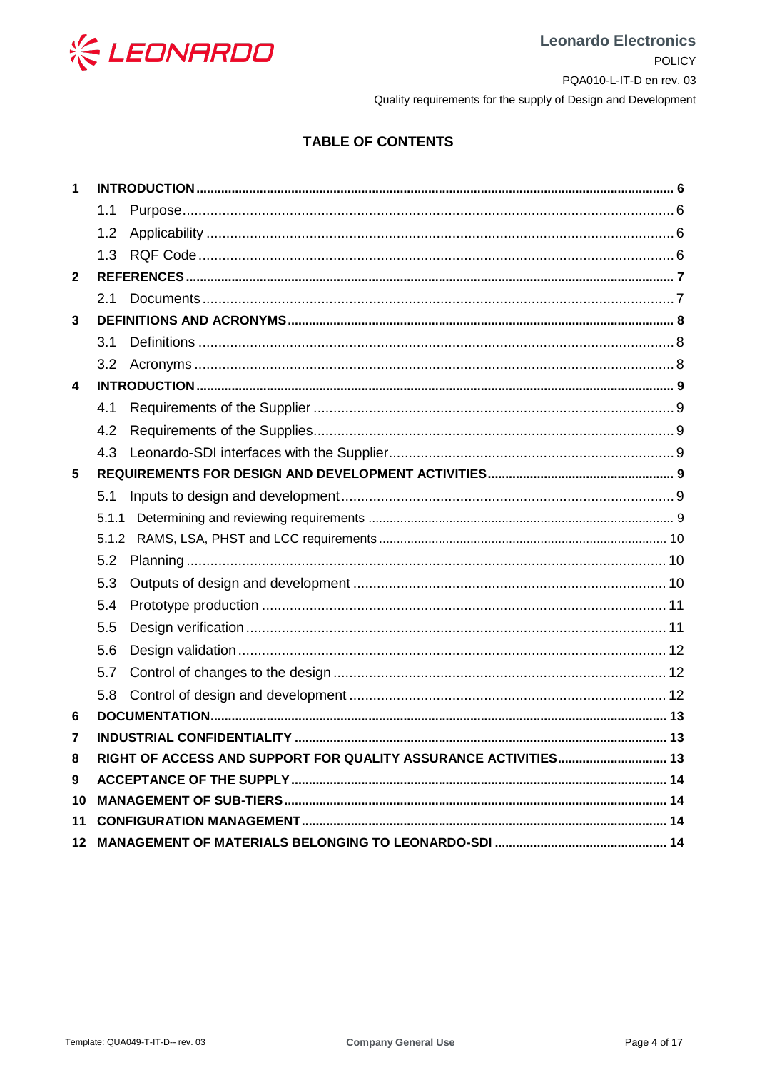## TABLE OF CONTENTS

| | | |
|---|---|---|
| **1** | **INTRODUCTION** | **6** |
| | 1.1 Purpose | 6 |
| | 1.2 Applicability | 6 |
| | 1.3 RQF Code | 6 |
| **2** | **REFERENCES** | **7** |
| | 2.1 Documents | 7 |
| **3** | **DEFINITIONS AND ACRONYMS** | **8** |
| | 3.1 Definitions | 8 |
| | 3.2 Acronyms | 8 |
| **4** | **INTRODUCTION** | **9** |
| | 4.1 Requirements of the Supplier | 9 |
| | 4.2 Requirements of the Supplies | 9 |
| | 4.3 Leonardo-SDI interfaces with the Supplier | 9 |
| **5** | **REQUIREMENTS FOR DESIGN AND DEVELOPMENT ACTIVITIES** | **9** |
| | 5.1 Inputs to design and development | 9 |
| | 5.1.1 Determining and reviewing requirements | 9 |
| | 5.1.2 RAMS, LSA, PHST and LCC requirements | 10 |
| | 5.2 Planning | 10 |
| | 5.3 Outputs of design and development | 10 |
| | 5.4 Prototype production | 11 |
| | 5.5 Design verification | 11 |
| | 5.6 Design validation | 12 |
| | 5.7 Control of changes to the design | 12 |
| | 5.8 Control of design and development | 12 |
| **6** | **DOCUMENTATION** | **13** |
| **7** | **INDUSTRIAL CONFIDENTIALITY** | **13** |
| **8** | **RIGHT OF ACCESS AND SUPPORT FOR QUALITY ASSURANCE ACTIVITIES** | **13** |
| **9** | **ACCEPTANCE OF THE SUPPLY** | **14** |
| **10** | **MANAGEMENT OF SUB-TIERS** | **14** |
| **11** | **CONFIGURATION MANAGEMENT** | **14** |
| **12** | **MANAGEMENT OF MATERIALS BELONGING TO LEONARDO-SDI** | **14** |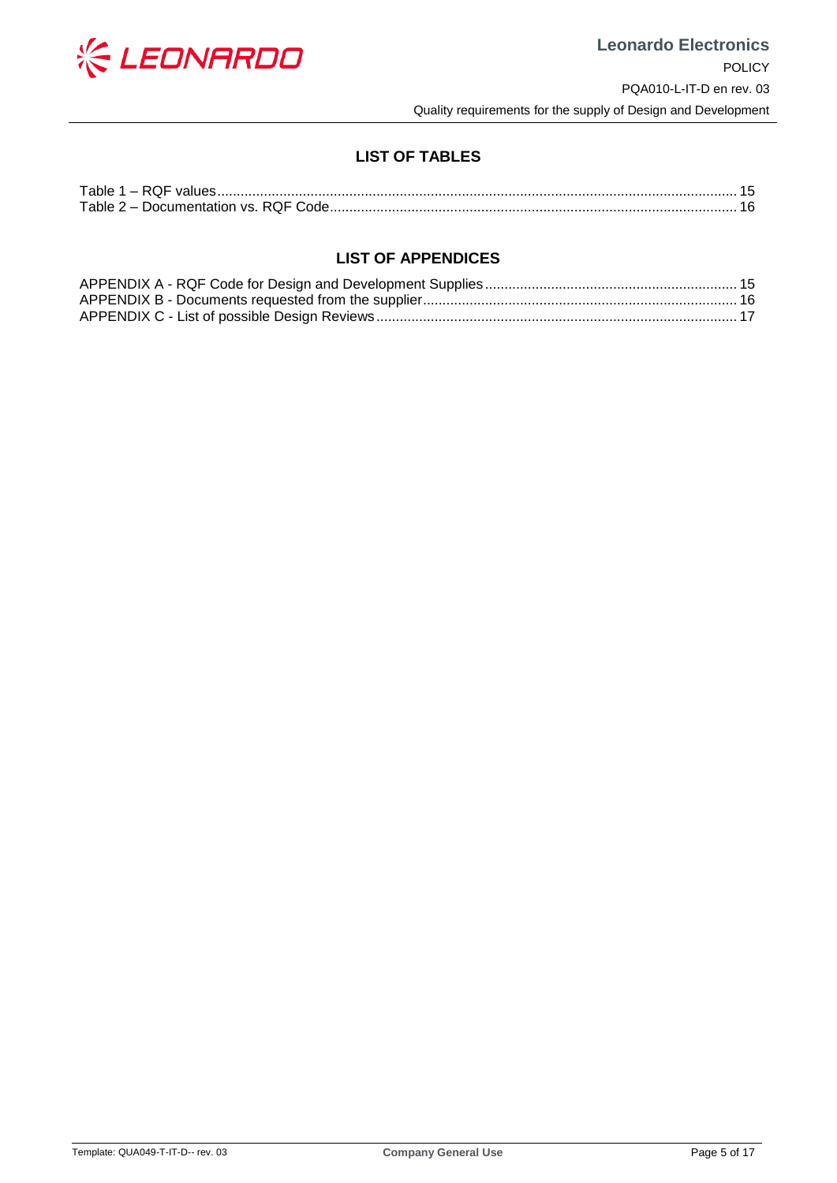## LIST OF TABLES

Table 1 – RQF values ... 15
Table 2 – Documentation vs. RQF Code ... 16

## LIST OF APPENDICES

APPENDIX A - RQF Code for Design and Development Supplies ... 15
APPENDIX B - Documents requested from the supplier ... 16
APPENDIX C - List of possible Design Reviews ... 17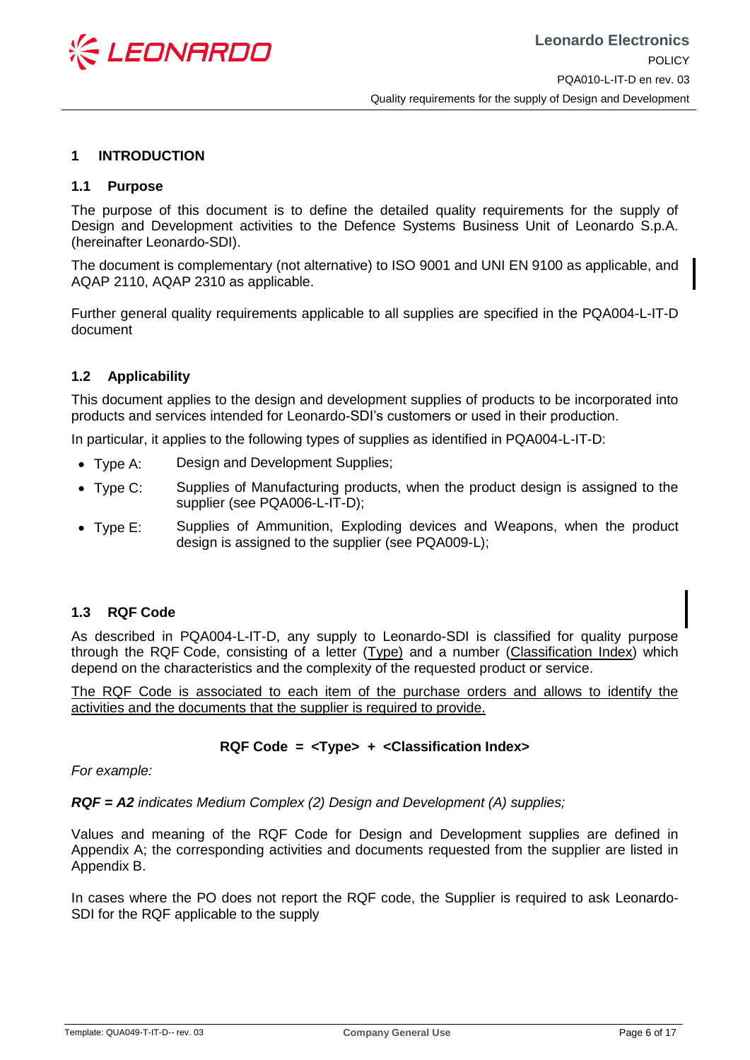# 1 INTRODUCTION

## 1.1 Purpose

The purpose of this document is to define the detailed quality requirements for the supply of Design and Development activities to the Defence Systems Business Unit of Leonardo S.p.A. (hereinafter Leonardo-SDI).

The document is complementary (not alternative) to ISO 9001 and UNI EN 9100 as applicable, and AQAP 2110, AQAP 2310 as applicable.

Further general quality requirements applicable to all supplies are specified in the PQA004-L-IT-D document

## 1.2 Applicability

This document applies to the design and development supplies of products to be incorporated into products and services intended for Leonardo-SDI's customers or used in their production.

In particular, it applies to the following types of supplies as identified in PQA004-L-IT-D:

- Type A: Design and Development Supplies;
- Type C: Supplies of Manufacturing products, when the product design is assigned to the supplier (see PQA006-L-IT-D);
- Type E: Supplies of Ammunition, Exploding devices and Weapons, when the product design is assigned to the supplier (see PQA009-L);

## 1.3 RQF Code

As described in PQA004-L-IT-D, any supply to Leonardo-SDI is classified for quality purpose through the RQF Code, consisting of a letter (Type) and a number (Classification Index) which depend on the characteristics and the complexity of the requested product or service.

The RQF Code is associated to each item of the purchase orders and allows to identify the activities and the documents that the supplier is required to provide.

**RQF Code = <Type> + <Classification Index>**

*For example:*

***RQF = A2** indicates Medium Complex (2) Design and Development (A) supplies;*

Values and meaning of the RQF Code for Design and Development supplies are defined in Appendix A; the corresponding activities and documents requested from the supplier are listed in Appendix B.

In cases where the PO does not report the RQF code, the Supplier is required to ask Leonardo-SDI for the RQF applicable to the supply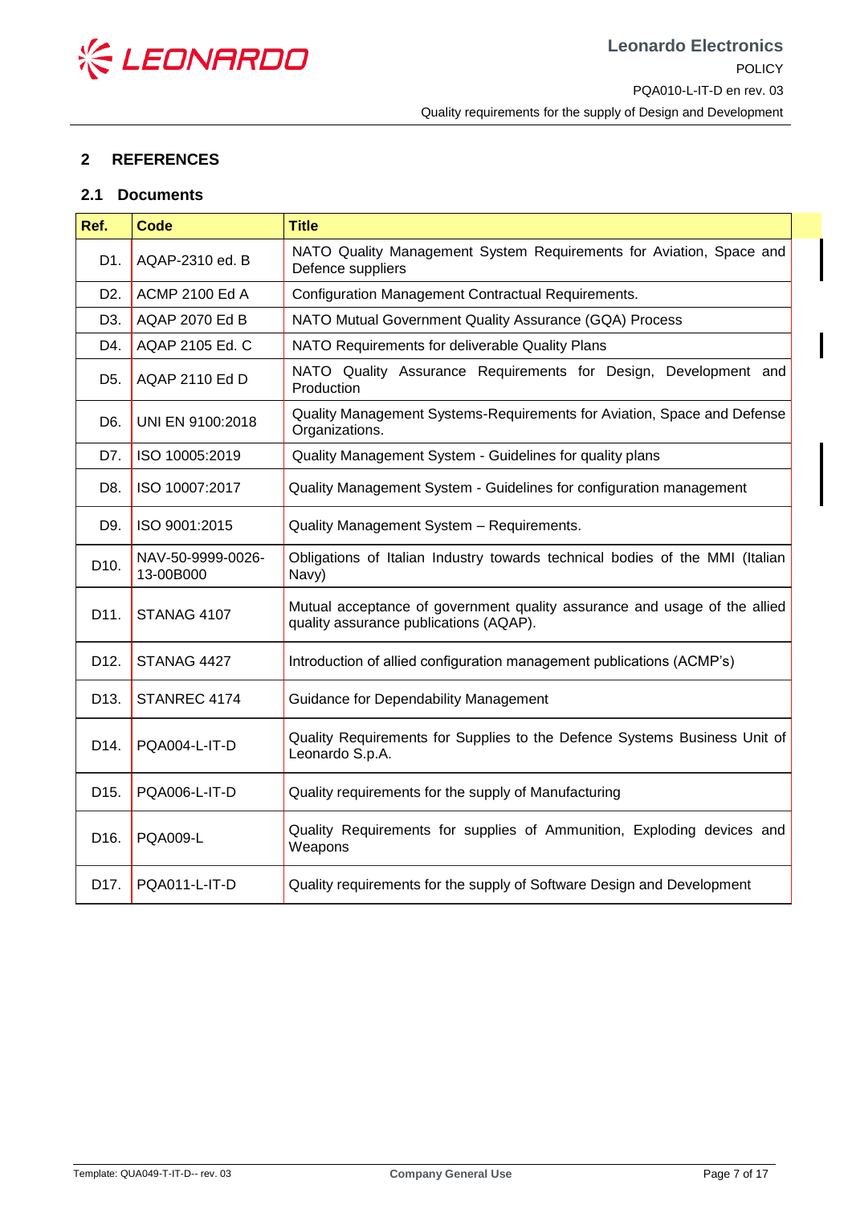## 2 REFERENCES

### 2.1 Documents

| Ref. | Code | Title |
|---|---|---|
| D1. | AQAP-2310 ed. B | NATO Quality Management System Requirements for Aviation, Space and Defence suppliers |
| D2. | ACMP 2100 Ed A | Configuration Management Contractual Requirements. |
| D3. | AQAP 2070 Ed B | NATO Mutual Government Quality Assurance (GQA) Process |
| D4. | AQAP 2105 Ed. C | NATO Requirements for deliverable Quality Plans |
| D5. | AQAP 2110 Ed D | NATO Quality Assurance Requirements for Design, Development and Production |
| D6. | UNI EN 9100:2018 | Quality Management Systems-Requirements for Aviation, Space and Defense Organizations. |
| D7. | ISO 10005:2019 | Quality Management System - Guidelines for quality plans |
| D8. | ISO 10007:2017 | Quality Management System - Guidelines for configuration management |
| D9. | ISO 9001:2015 | Quality Management System – Requirements. |
| D10. | NAV-50-9999-0026-13-00B000 | Obligations of Italian Industry towards technical bodies of the MMI (Italian Navy) |
| D11. | STANAG 4107 | Mutual acceptance of government quality assurance and usage of the allied quality assurance publications (AQAP). |
| D12. | STANAG 4427 | Introduction of allied configuration management publications (ACMP's) |
| D13. | STANREC 4174 | Guidance for Dependability Management |
| D14. | PQA004-L-IT-D | Quality Requirements for Supplies to the Defence Systems Business Unit of Leonardo S.p.A. |
| D15. | PQA006-L-IT-D | Quality requirements for the supply of Manufacturing |
| D16. | PQA009-L | Quality Requirements for supplies of Ammunition, Exploding devices and Weapons |
| D17. | PQA011-L-IT-D | Quality requirements for the supply of Software Design and Development |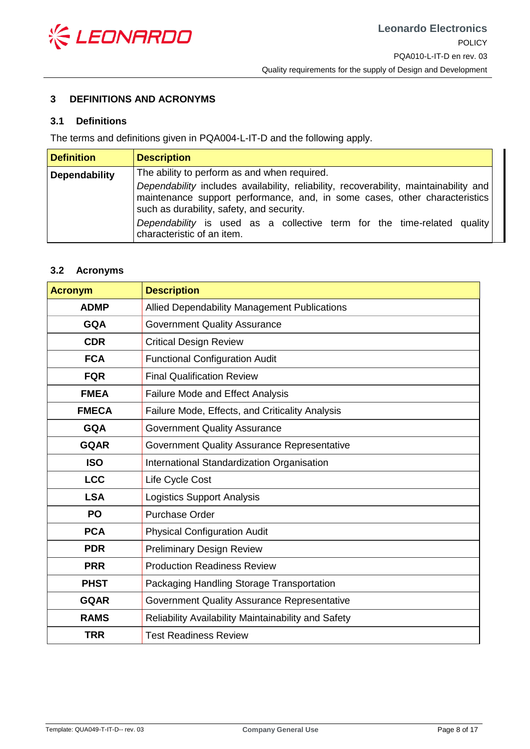## 3 DEFINITIONS AND ACRONYMS

### 3.1 Definitions

The terms and definitions given in PQA004-L-IT-D and the following apply.

| Definition | Description |
|---|---|
| **Dependability** | The ability to perform as and when required.<br>*Dependability* includes availability, reliability, recoverability, maintainability and maintenance support performance, and, in some cases, other characteristics such as durability, safety, and security.<br>*Dependability* is used as a collective term for the time-related quality characteristic of an item. |

### 3.2 Acronyms

| Acronym | Description |
|---|---|
| **ADMP** | Allied Dependability Management Publications |
| **GQA** | Government Quality Assurance |
| **CDR** | Critical Design Review |
| **FCA** | Functional Configuration Audit |
| **FQR** | Final Qualification Review |
| **FMEA** | Failure Mode and Effect Analysis |
| **FMECA** | Failure Mode, Effects, and Criticality Analysis |
| **GQA** | Government Quality Assurance |
| **GQAR** | Government Quality Assurance Representative |
| **ISO** | International Standardization Organisation |
| **LCC** | Life Cycle Cost |
| **LSA** | Logistics Support Analysis |
| **PO** | Purchase Order |
| **PCA** | Physical Configuration Audit |
| **PDR** | Preliminary Design Review |
| **PRR** | Production Readiness Review |
| **PHST** | Packaging Handling Storage Transportation |
| **GQAR** | Government Quality Assurance Representative |
| **RAMS** | Reliability Availability Maintainability and Safety |
| **TRR** | Test Readiness Review |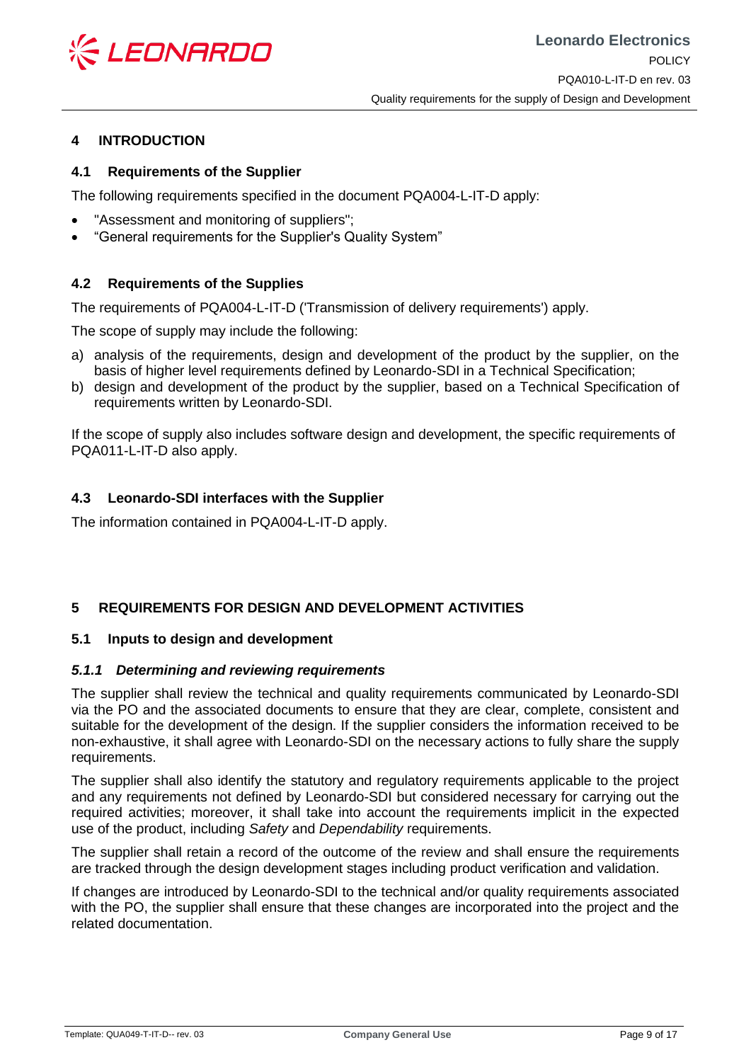# 4 INTRODUCTION

## 4.1 Requirements of the Supplier

The following requirements specified in the document PQA004-L-IT-D apply:

- "Assessment and monitoring of suppliers";
- "General requirements for the Supplier's Quality System"

## 4.2 Requirements of the Supplies

The requirements of PQA004-L-IT-D ('Transmission of delivery requirements') apply.

The scope of supply may include the following:

a) analysis of the requirements, design and development of the product by the supplier, on the basis of higher level requirements defined by Leonardo-SDI in a Technical Specification;
b) design and development of the product by the supplier, based on a Technical Specification of requirements written by Leonardo-SDI.

If the scope of supply also includes software design and development, the specific requirements of PQA011-L-IT-D also apply.

## 4.3 Leonardo-SDI interfaces with the Supplier

The information contained in PQA004-L-IT-D apply.

# 5 REQUIREMENTS FOR DESIGN AND DEVELOPMENT ACTIVITIES

## 5.1 Inputs to design and development

### *5.1.1 Determining and reviewing requirements*

The supplier shall review the technical and quality requirements communicated by Leonardo-SDI via the PO and the associated documents to ensure that they are clear, complete, consistent and suitable for the development of the design. If the supplier considers the information received to be non-exhaustive, it shall agree with Leonardo-SDI on the necessary actions to fully share the supply requirements.

The supplier shall also identify the statutory and regulatory requirements applicable to the project and any requirements not defined by Leonardo-SDI but considered necessary for carrying out the required activities; moreover, it shall take into account the requirements implicit in the expected use of the product, including *Safety* and *Dependability* requirements.

The supplier shall retain a record of the outcome of the review and shall ensure the requirements are tracked through the design development stages including product verification and validation.

If changes are introduced by Leonardo-SDI to the technical and/or quality requirements associated with the PO, the supplier shall ensure that these changes are incorporated into the project and the related documentation.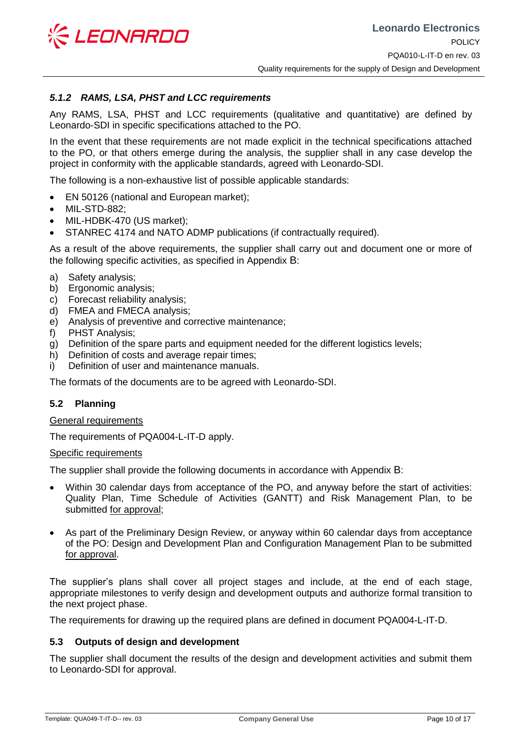### *5.1.2 RAMS, LSA, PHST and LCC requirements*

Any RAMS, LSA, PHST and LCC requirements (qualitative and quantitative) are defined by Leonardo-SDI in specific specifications attached to the PO.

In the event that these requirements are not made explicit in the technical specifications attached to the PO, or that others emerge during the analysis, the supplier shall in any case develop the project in conformity with the applicable standards, agreed with Leonardo-SDI.

The following is a non-exhaustive list of possible applicable standards:

- EN 50126 (national and European market);
- MIL-STD-882;
- MIL-HDBK-470 (US market);
- STANREC 4174 and NATO ADMP publications (if contractually required).

As a result of the above requirements, the supplier shall carry out and document one or more of the following specific activities, as specified in Appendix B:

a) Safety analysis;
b) Ergonomic analysis;
c) Forecast reliability analysis;
d) FMEA and FMECA analysis;
e) Analysis of preventive and corrective maintenance;
f) PHST Analysis;
g) Definition of the spare parts and equipment needed for the different logistics levels;
h) Definition of costs and average repair times;
i) Definition of user and maintenance manuals.

The formats of the documents are to be agreed with Leonardo-SDI.

## 5.2 Planning

General requirements

The requirements of PQA004-L-IT-D apply.

Specific requirements

The supplier shall provide the following documents in accordance with Appendix B:

- Within 30 calendar days from acceptance of the PO, and anyway before the start of activities: Quality Plan, Time Schedule of Activities (GANTT) and Risk Management Plan, to be submitted for approval;
- As part of the Preliminary Design Review, or anyway within 60 calendar days from acceptance of the PO: Design and Development Plan and Configuration Management Plan to be submitted for approval.

The supplier's plans shall cover all project stages and include, at the end of each stage, appropriate milestones to verify design and development outputs and authorize formal transition to the next project phase.

The requirements for drawing up the required plans are defined in document PQA004-L-IT-D.

## 5.3 Outputs of design and development

The supplier shall document the results of the design and development activities and submit them to Leonardo-SDI for approval.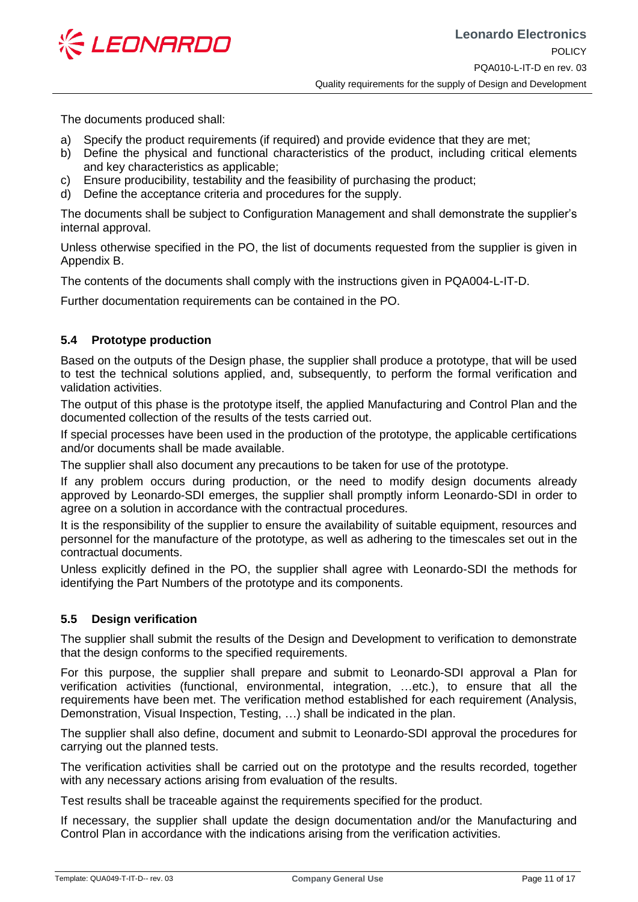The documents produced shall:

a) Specify the product requirements (if required) and provide evidence that they are met;
b) Define the physical and functional characteristics of the product, including critical elements and key characteristics as applicable;
c) Ensure producibility, testability and the feasibility of purchasing the product;
d) Define the acceptance criteria and procedures for the supply.

The documents shall be subject to Configuration Management and shall demonstrate the supplier's internal approval.

Unless otherwise specified in the PO, the list of documents requested from the supplier is given in Appendix B.

The contents of the documents shall comply with the instructions given in PQA004-L-IT-D.

Further documentation requirements can be contained in the PO.

### 5.4 Prototype production

Based on the outputs of the Design phase, the supplier shall produce a prototype, that will be used to test the technical solutions applied, and, subsequently, to perform the formal verification and validation activities.

The output of this phase is the prototype itself, the applied Manufacturing and Control Plan and the documented collection of the results of the tests carried out.

If special processes have been used in the production of the prototype, the applicable certifications and/or documents shall be made available.

The supplier shall also document any precautions to be taken for use of the prototype.

If any problem occurs during production, or the need to modify design documents already approved by Leonardo-SDI emerges, the supplier shall promptly inform Leonardo-SDI in order to agree on a solution in accordance with the contractual procedures.

It is the responsibility of the supplier to ensure the availability of suitable equipment, resources and personnel for the manufacture of the prototype, as well as adhering to the timescales set out in the contractual documents.

Unless explicitly defined in the PO, the supplier shall agree with Leonardo-SDI the methods for identifying the Part Numbers of the prototype and its components.

### 5.5 Design verification

The supplier shall submit the results of the Design and Development to verification to demonstrate that the design conforms to the specified requirements.

For this purpose, the supplier shall prepare and submit to Leonardo-SDI approval a Plan for verification activities (functional, environmental, integration, …etc.), to ensure that all the requirements have been met. The verification method established for each requirement (Analysis, Demonstration, Visual Inspection, Testing, …) shall be indicated in the plan.

The supplier shall also define, document and submit to Leonardo-SDI approval the procedures for carrying out the planned tests.

The verification activities shall be carried out on the prototype and the results recorded, together with any necessary actions arising from evaluation of the results.

Test results shall be traceable against the requirements specified for the product.

If necessary, the supplier shall update the design documentation and/or the Manufacturing and Control Plan in accordance with the indications arising from the verification activities.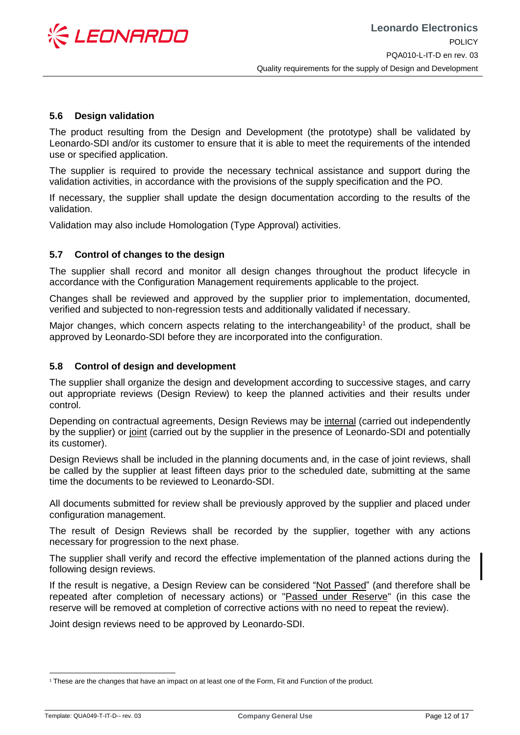### 5.6 Design validation

The product resulting from the Design and Development (the prototype) shall be validated by Leonardo-SDI and/or its customer to ensure that it is able to meet the requirements of the intended use or specified application.

The supplier is required to provide the necessary technical assistance and support during the validation activities, in accordance with the provisions of the supply specification and the PO.

If necessary, the supplier shall update the design documentation according to the results of the validation.

Validation may also include Homologation (Type Approval) activities.

### 5.7 Control of changes to the design

The supplier shall record and monitor all design changes throughout the product lifecycle in accordance with the Configuration Management requirements applicable to the project.

Changes shall be reviewed and approved by the supplier prior to implementation, documented, verified and subjected to non-regression tests and additionally validated if necessary.

Major changes, which concern aspects relating to the interchangeability[1] of the product, shall be approved by Leonardo-SDI before they are incorporated into the configuration.

### 5.8 Control of design and development

The supplier shall organize the design and development according to successive stages, and carry out appropriate reviews (Design Review) to keep the planned activities and their results under control.

Depending on contractual agreements, Design Reviews may be internal (carried out independently by the supplier) or joint (carried out by the supplier in the presence of Leonardo-SDI and potentially its customer).

Design Reviews shall be included in the planning documents and, in the case of joint reviews, shall be called by the supplier at least fifteen days prior to the scheduled date, submitting at the same time the documents to be reviewed to Leonardo-SDI.

All documents submitted for review shall be previously approved by the supplier and placed under configuration management.

The result of Design Reviews shall be recorded by the supplier, together with any actions necessary for progression to the next phase.

The supplier shall verify and record the effective implementation of the planned actions during the following design reviews.

If the result is negative, a Design Review can be considered "Not Passed" (and therefore shall be repeated after completion of necessary actions) or "Passed under Reserve" (in this case the reserve will be removed at completion of corrective actions with no need to repeat the review).

Joint design reviews need to be approved by Leonardo-SDI.

---

[1] These are the changes that have an impact on at least one of the Form, Fit and Function of the product.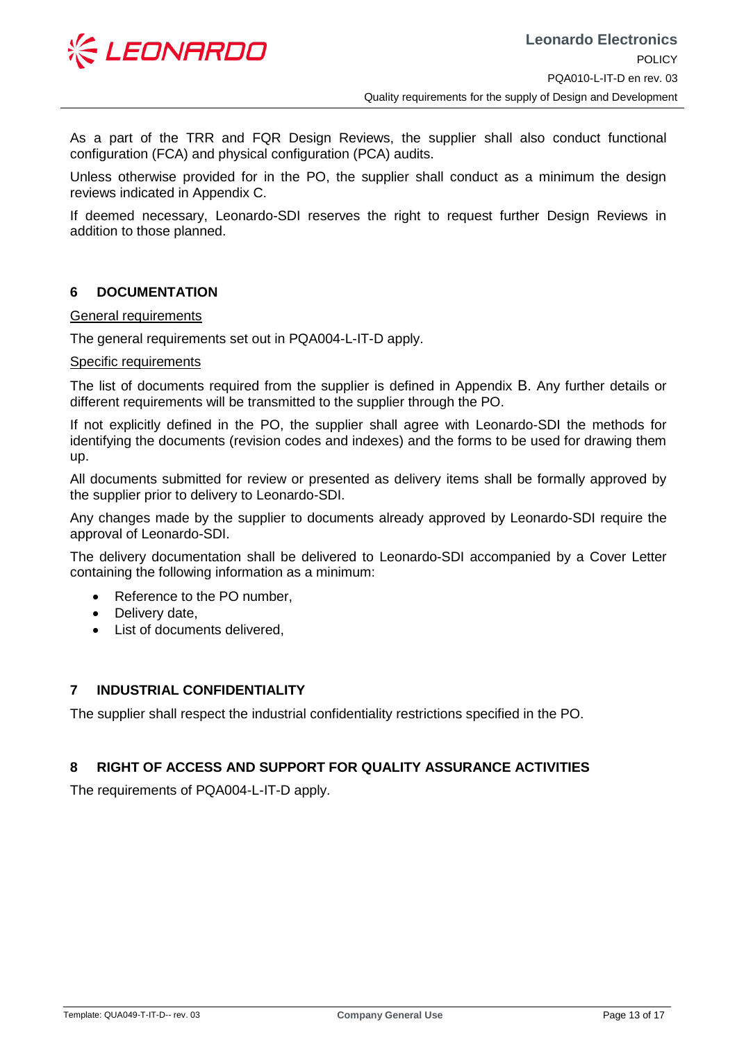As a part of the TRR and FQR Design Reviews, the supplier shall also conduct functional configuration (FCA) and physical configuration (PCA) audits.

Unless otherwise provided for in the PO, the supplier shall conduct as a minimum the design reviews indicated in Appendix C.

If deemed necessary, Leonardo-SDI reserves the right to request further Design Reviews in addition to those planned.

## 6 DOCUMENTATION

General requirements

The general requirements set out in PQA004-L-IT-D apply.

Specific requirements

The list of documents required from the supplier is defined in Appendix B. Any further details or different requirements will be transmitted to the supplier through the PO.

If not explicitly defined in the PO, the supplier shall agree with Leonardo-SDI the methods for identifying the documents (revision codes and indexes) and the forms to be used for drawing them up.

All documents submitted for review or presented as delivery items shall be formally approved by the supplier prior to delivery to Leonardo-SDI.

Any changes made by the supplier to documents already approved by Leonardo-SDI require the approval of Leonardo-SDI.

The delivery documentation shall be delivered to Leonardo-SDI accompanied by a Cover Letter containing the following information as a minimum:

- Reference to the PO number,
- Delivery date,
- List of documents delivered,

## 7 INDUSTRIAL CONFIDENTIALITY

The supplier shall respect the industrial confidentiality restrictions specified in the PO.

## 8 RIGHT OF ACCESS AND SUPPORT FOR QUALITY ASSURANCE ACTIVITIES

The requirements of PQA004-L-IT-D apply.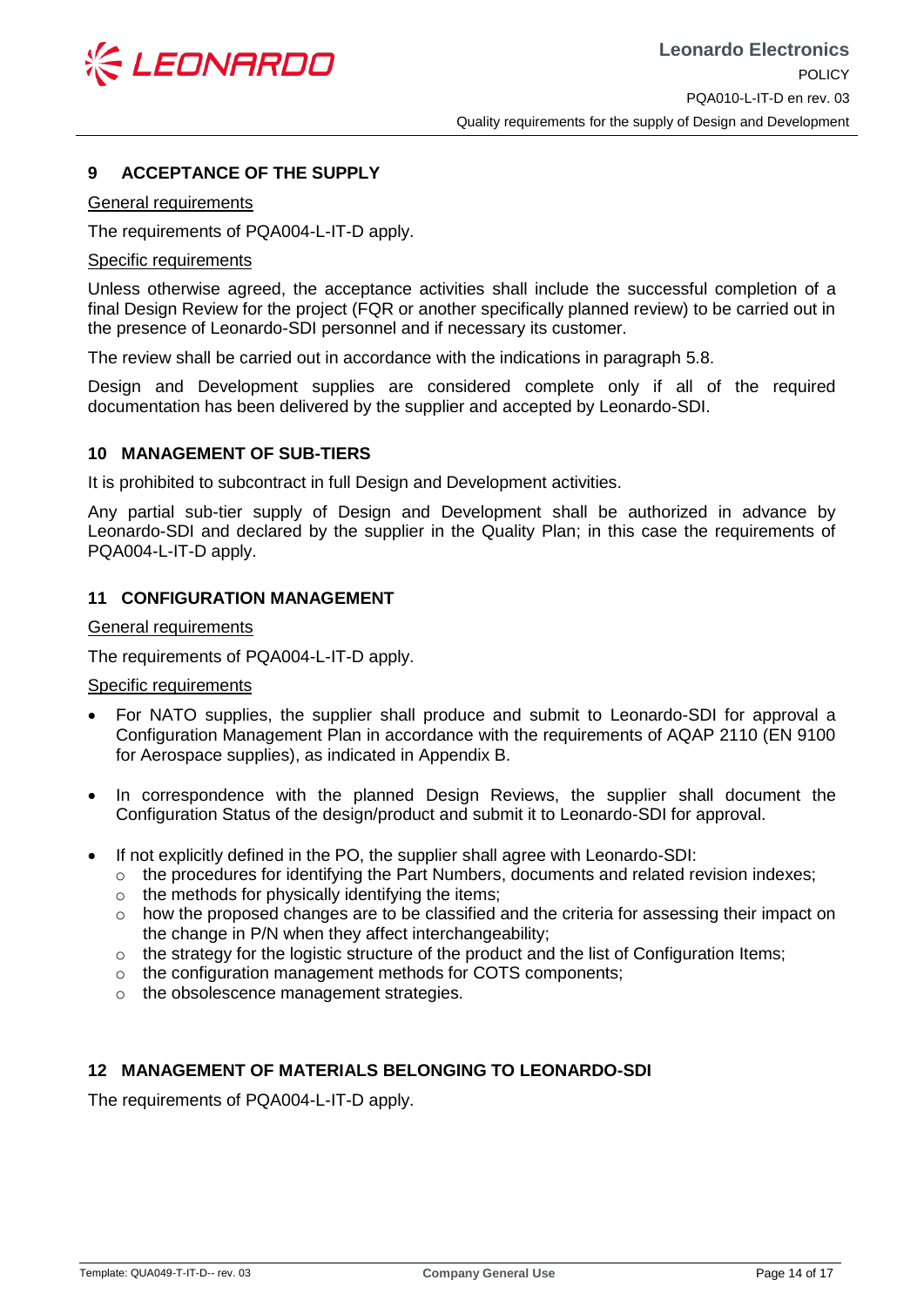## 9 ACCEPTANCE OF THE SUPPLY

General requirements

The requirements of PQA004-L-IT-D apply.

Specific requirements

Unless otherwise agreed, the acceptance activities shall include the successful completion of a final Design Review for the project (FQR or another specifically planned review) to be carried out in the presence of Leonardo-SDI personnel and if necessary its customer.

The review shall be carried out in accordance with the indications in paragraph 5.8.

Design and Development supplies are considered complete only if all of the required documentation has been delivered by the supplier and accepted by Leonardo-SDI.

## 10 MANAGEMENT OF SUB-TIERS

It is prohibited to subcontract in full Design and Development activities.

Any partial sub-tier supply of Design and Development shall be authorized in advance by Leonardo-SDI and declared by the supplier in the Quality Plan; in this case the requirements of PQA004-L-IT-D apply.

## 11 CONFIGURATION MANAGEMENT

General requirements

The requirements of PQA004-L-IT-D apply.

Specific requirements

- For NATO supplies, the supplier shall produce and submit to Leonardo-SDI for approval a Configuration Management Plan in accordance with the requirements of AQAP 2110 (EN 9100 for Aerospace supplies), as indicated in Appendix B.
- In correspondence with the planned Design Reviews, the supplier shall document the Configuration Status of the design/product and submit it to Leonardo-SDI for approval.
- If not explicitly defined in the PO, the supplier shall agree with Leonardo-SDI:
  - the procedures for identifying the Part Numbers, documents and related revision indexes;
  - the methods for physically identifying the items;
  - how the proposed changes are to be classified and the criteria for assessing their impact on the change in P/N when they affect interchangeability;
  - the strategy for the logistic structure of the product and the list of Configuration Items;
  - the configuration management methods for COTS components;
  - the obsolescence management strategies.

## 12 MANAGEMENT OF MATERIALS BELONGING TO LEONARDO-SDI

The requirements of PQA004-L-IT-D apply.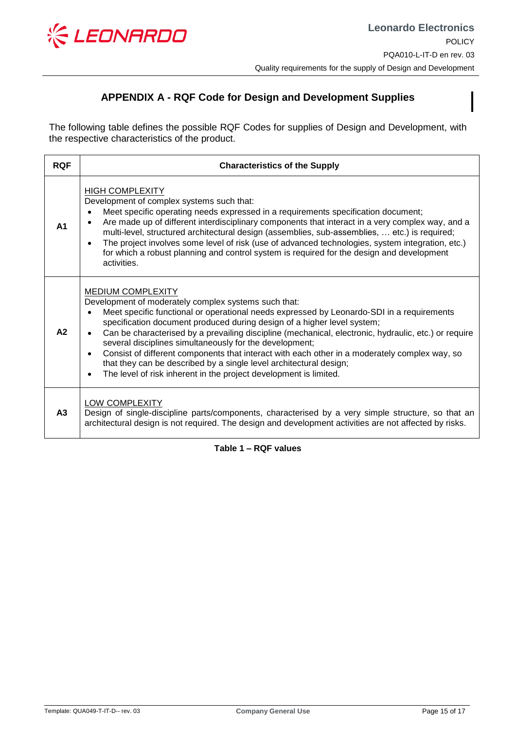# APPENDIX A - RQF Code for Design and Development Supplies

The following table defines the possible RQF Codes for supplies of Design and Development, with the respective characteristics of the product.

| RQF | Characteristics of the Supply |
|---|---|
| **A1** | <u>HIGH COMPLEXITY</u><br>Development of complex systems such that:<br>• Meet specific operating needs expressed in a requirements specification document;<br>• Are made up of different interdisciplinary components that interact in a very complex way, and a multi-level, structured architectural design (assemblies, sub-assemblies, … etc.) is required;<br>• The project involves some level of risk (use of advanced technologies, system integration, etc.) for which a robust planning and control system is required for the design and development activities. |
| **A2** | <u>MEDIUM COMPLEXITY</u><br>Development of moderately complex systems such that:<br>• Meet specific functional or operational needs expressed by Leonardo-SDI in a requirements specification document produced during design of a higher level system;<br>• Can be characterised by a prevailing discipline (mechanical, electronic, hydraulic, etc.) or require several disciplines simultaneously for the development;<br>• Consist of different components that interact with each other in a moderately complex way, so that they can be described by a single level architectural design;<br>• The level of risk inherent in the project development is limited. |
| **A3** | <u>LOW COMPLEXITY</u><br>Design of single-discipline parts/components, characterised by a very simple structure, so that an architectural design is not required. The design and development activities are not affected by risks. |

**Table 1 – RQF values**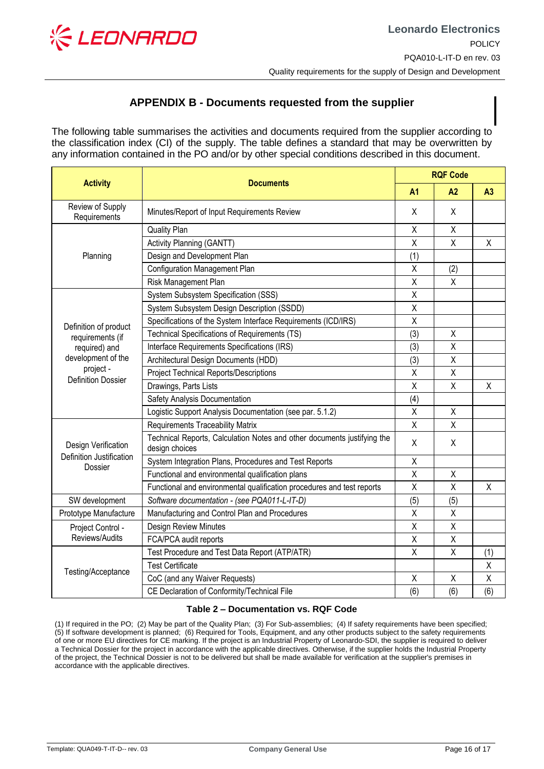## APPENDIX B - Documents requested from the supplier

The following table summarises the activities and documents required from the supplier according to the classification index (CI) of the supply. The table defines a standard that may be overwritten by any information contained in the PO and/or by other special conditions described in this document.

| Activity | Documents | RQF Code | | |
|---|---|---|---|---|
| | | A1 | A2 | A3 |
| Review of Supply Requirements | Minutes/Report of Input Requirements Review | X | X | |
| Planning | Quality Plan | X | X | |
| | Activity Planning (GANTT) | X | X | X |
| | Design and Development Plan | (1) | | |
| | Configuration Management Plan | X | (2) | |
| | Risk Management Plan | X | X | |
| Definition of product requirements (if required) and development of the project - Definition Dossier | System Subsystem Specification (SSS) | X | | |
| | System Subsystem Design Description (SSDD) | X | | |
| | Specifications of the System Interface Requirements (ICD/IRS) | X | | |
| | Technical Specifications of Requirements (TS) | (3) | X | |
| | Interface Requirements Specifications (IRS) | (3) | X | |
| | Architectural Design Documents (HDD) | (3) | X | |
| | Project Technical Reports/Descriptions | X | X | |
| | Drawings, Parts Lists | X | X | X |
| | Safety Analysis Documentation | (4) | | |
| | Logistic Support Analysis Documentation (see par. 5.1.2) | X | X | |
| Design Verification Definition Justification Dossier | Requirements Traceability Matrix | X | X | |
| | Technical Reports, Calculation Notes and other documents justifying the design choices | X | X | |
| | System Integration Plans, Procedures and Test Reports | X | | |
| | Functional and environmental qualification plans | X | X | |
| | Functional and environmental qualification procedures and test reports | X | X | X |
| SW development | *Software documentation - (see PQA011-L-IT-D)* | (5) | (5) | |
| Prototype Manufacture | Manufacturing and Control Plan and Procedures | X | X | |
| Project Control - Reviews/Audits | Design Review Minutes | X | X | |
| | FCA/PCA audit reports | X | X | |
| Testing/Acceptance | Test Procedure and Test Data Report (ATP/ATR) | X | X | (1) |
| | Test Certificate | | | X |
| | CoC (and any Waiver Requests) | X | X | X |
| | CE Declaration of Conformity/Technical File | (6) | (6) | (6) |

**Table 2 – Documentation vs. RQF Code**

(1) If required in the PO; (2) May be part of the Quality Plan; (3) For Sub-assemblies; (4) If safety requirements have been specified; (5) If software development is planned; (6) Required for Tools, Equipment, and any other products subject to the safety requirements of one or more EU directives for CE marking. If the project is an Industrial Property of Leonardo-SDI, the supplier is required to deliver a Technical Dossier for the project in accordance with the applicable directives. Otherwise, if the supplier holds the Industrial Property of the project, the Technical Dossier is not to be delivered but shall be made available for verification at the supplier's premises in accordance with the applicable directives.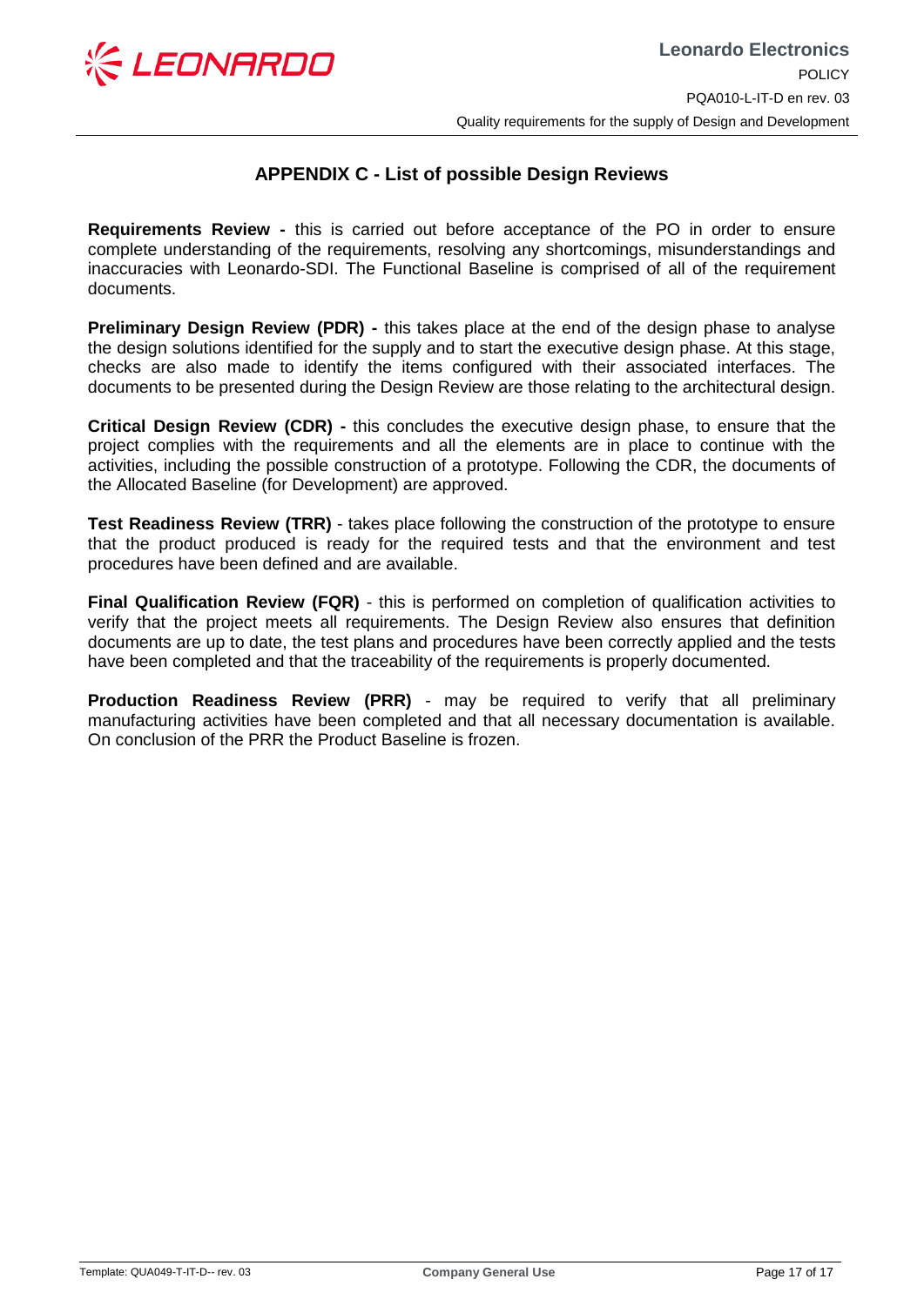## APPENDIX C - List of possible Design Reviews

**Requirements Review -** this is carried out before acceptance of the PO in order to ensure complete understanding of the requirements, resolving any shortcomings, misunderstandings and inaccuracies with Leonardo-SDI. The Functional Baseline is comprised of all of the requirement documents.

**Preliminary Design Review (PDR) -** this takes place at the end of the design phase to analyse the design solutions identified for the supply and to start the executive design phase. At this stage, checks are also made to identify the items configured with their associated interfaces. The documents to be presented during the Design Review are those relating to the architectural design.

**Critical Design Review (CDR) -** this concludes the executive design phase, to ensure that the project complies with the requirements and all the elements are in place to continue with the activities, including the possible construction of a prototype. Following the CDR, the documents of the Allocated Baseline (for Development) are approved.

**Test Readiness Review (TRR)** - takes place following the construction of the prototype to ensure that the product produced is ready for the required tests and that the environment and test procedures have been defined and are available.

**Final Qualification Review (FQR)** - this is performed on completion of qualification activities to verify that the project meets all requirements. The Design Review also ensures that definition documents are up to date, the test plans and procedures have been correctly applied and the tests have been completed and that the traceability of the requirements is properly documented.

**Production Readiness Review (PRR)** - may be required to verify that all preliminary manufacturing activities have been completed and that all necessary documentation is available. On conclusion of the PRR the Product Baseline is frozen.